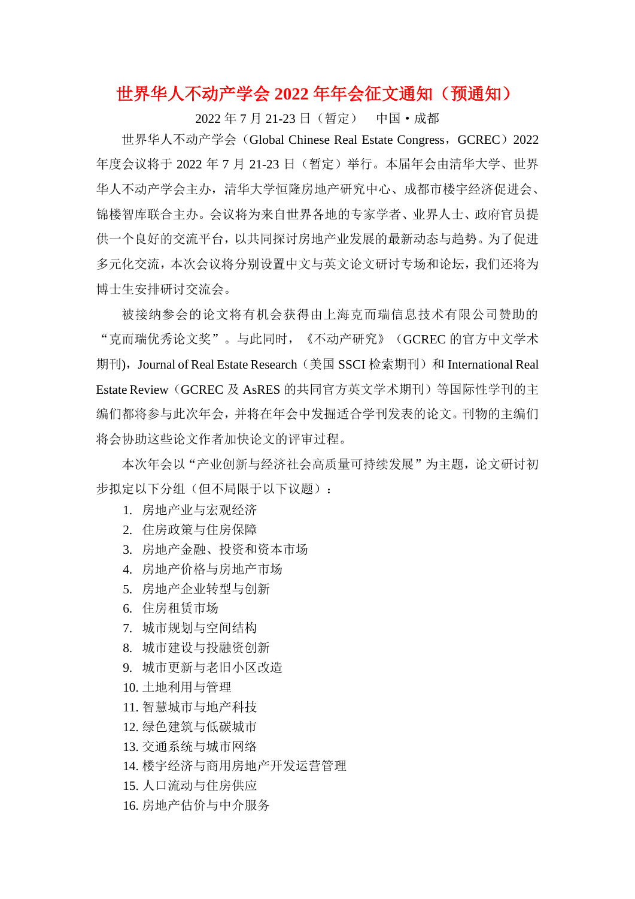# 世界华人不动产学会 2022 年年会征文通知（预通知）

2022 年 7 月 21-23 日（暂定）　中国・成都

世界华人不动产学会（Global Chinese Real Estate Congress，GCREC）2022 年度会议将于 2022 年 7 月 21-23 日（暂定）举行。本届年会由清华大学、世界华人不动产学会主办，清华大学恒隆房地产研究中心、成都市楼宇经济促进会、锦楼智库联合主办。会议将为来自世界各地的专家学者、业界人士、政府官员提供一个良好的交流平台，以共同探讨房地产业发展的最新动态与趋势。为了促进多元化交流，本次会议将分别设置中文与英文论文研讨专场和论坛，我们还将为博士生安排研讨交流会。

被接纳参会的论文将有机会获得由上海克而瑞信息技术有限公司赞助的"克而瑞优秀论文奖"。与此同时，《不动产研究》（GCREC 的官方中文学术期刊），Journal of Real Estate Research（美国 SSCI 检索期刊）和 International Real Estate Review（GCREC 及 AsRES 的共同官方英文学术期刊）等国际性学刊的主编们都将参与此次年会，并将在年会中发掘适合学刊发表的论文。刊物的主编们将会协助这些论文作者加快论文的评审过程。

本次年会以"产业创新与经济社会高质量可持续发展"为主题，论文研讨初步拟定以下分组（但不局限于以下议题）：

1. 房地产业与宏观经济
2. 住房政策与住房保障
3. 房地产金融、投资和资本市场
4. 房地产价格与房地产市场
5. 房地产企业转型与创新
6. 住房租赁市场
7. 城市规划与空间结构
8. 城市建设与投融资创新
9. 城市更新与老旧小区改造
10. 土地利用与管理
11. 智慧城市与地产科技
12. 绿色建筑与低碳城市
13. 交通系统与城市网络
14. 楼宇经济与商用房地产开发运营管理
15. 人口流动与住房供应
16. 房地产估价与中介服务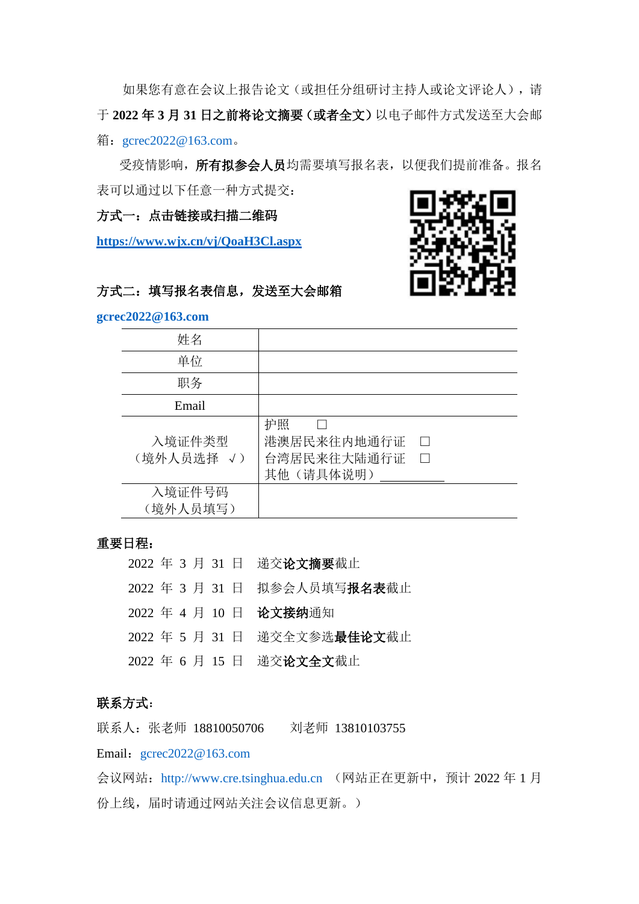如果您有意在会议上报告论文（或担任分组研讨主持人或论文评论人），请于 **2022 年 3 月 31 日之前将论文摘要（或者全文）**以电子邮件方式发送至大会邮箱：gcrec2022@163.com。

受疫情影响，**所有拟参会人员**均需要填写报名表，以便我们提前准备。报名表可以通过以下任意一种方式提交：

**方式一：点击链接或扫描二维码**

**https://www.wjx.cn/vj/QoaH3Cl.aspx**

**方式二：填写报名信息，发送至大会邮箱**

**gcrec2022@163.com**

| 姓名 | |
|---|---|
| 单位 | |
| 职务 | |
| Email | |
| 入境证件类型（境外人员选择 √） | 护照 ☐<br>港澳居民来往内地通行证 ☐<br>台湾居民来往大陆通行证 ☐<br>其他（请具体说明）\_\_\_\_\_\_\_\_\_\_ |
| 入境证件号码（境外人员填写） | |

**重要日程：**

2022 年 3 月 31 日 递交**论文摘要**截止

2022 年 3 月 31 日 拟参会人员填写**报名表**截止

2022 年 4 月 10 日 **论文接纳**通知

2022 年 5 月 31 日 递交全文参选**最佳论文**截止

2022 年 6 月 15 日 递交**论文全文**截止

**联系方式：**

联系人：张老师 18810050706　　刘老师 13810103755

Email：gcrec2022@163.com

会议网站：http://www.cre.tsinghua.edu.cn （网站正在更新中，预计 2022 年 1 月份上线，届时请通过网站关注会议信息更新。）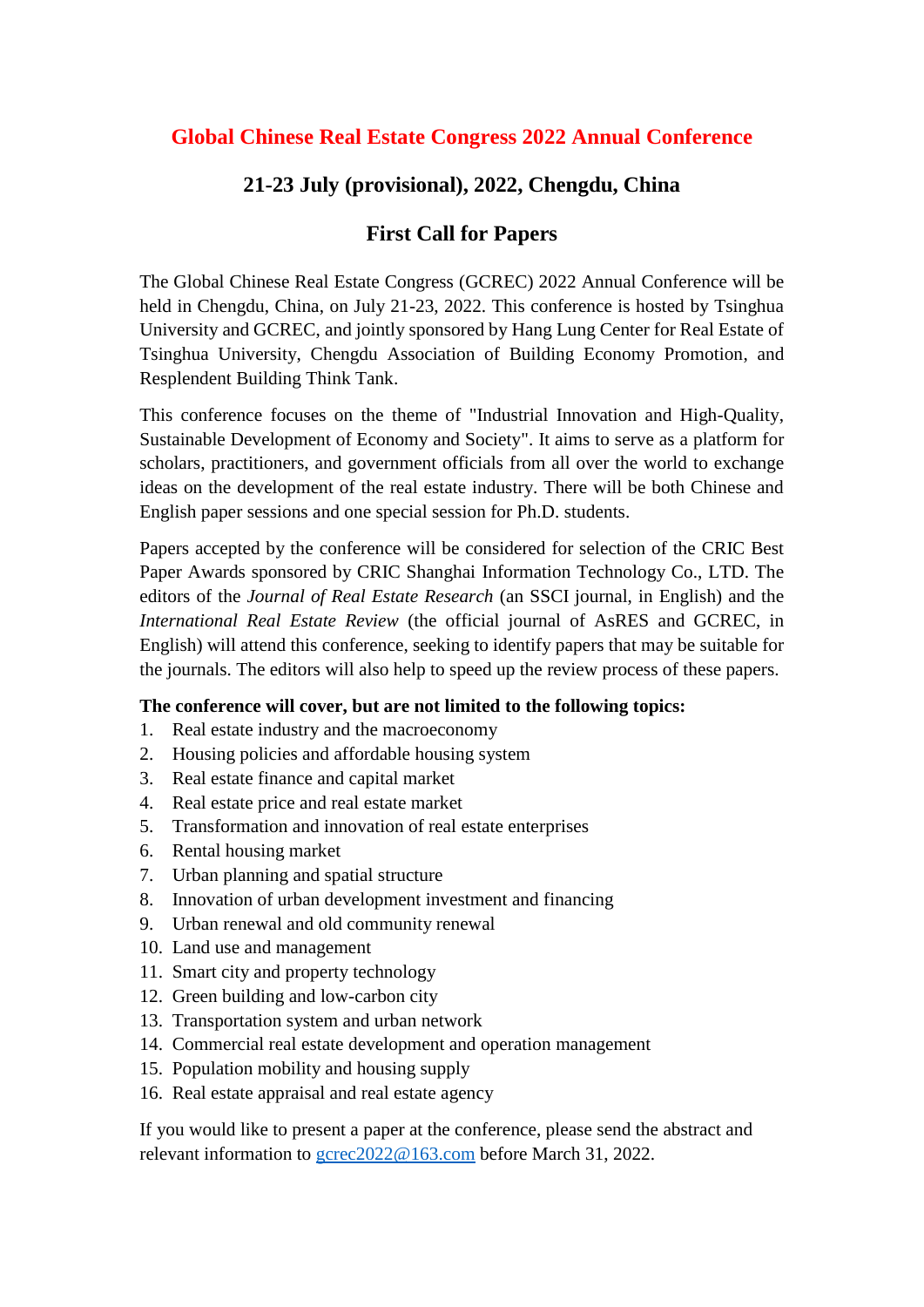# Global Chinese Real Estate Congress 2022 Annual Conference

## 21-23 July (provisional), 2022, Chengdu, China

## First Call for Papers

The Global Chinese Real Estate Congress (GCREC) 2022 Annual Conference will be held in Chengdu, China, on July 21-23, 2022. This conference is hosted by Tsinghua University and GCREC, and jointly sponsored by Hang Lung Center for Real Estate of Tsinghua University, Chengdu Association of Building Economy Promotion, and Resplendent Building Think Tank.

This conference focuses on the theme of "Industrial Innovation and High-Quality, Sustainable Development of Economy and Society". It aims to serve as a platform for scholars, practitioners, and government officials from all over the world to exchange ideas on the development of the real estate industry. There will be both Chinese and English paper sessions and one special session for Ph.D. students.

Papers accepted by the conference will be considered for selection of the CRIC Best Paper Awards sponsored by CRIC Shanghai Information Technology Co., LTD. The editors of the *Journal of Real Estate Research* (an SSCI journal, in English) and the *International Real Estate Review* (the official journal of AsRES and GCREC, in English) will attend this conference, seeking to identify papers that may be suitable for the journals. The editors will also help to speed up the review process of these papers.

**The conference will cover, but are not limited to the following topics:**

1. Real estate industry and the macroeconomy
2. Housing policies and affordable housing system
3. Real estate finance and capital market
4. Real estate price and real estate market
5. Transformation and innovation of real estate enterprises
6. Rental housing market
7. Urban planning and spatial structure
8. Innovation of urban development investment and financing
9. Urban renewal and old community renewal
10. Land use and management
11. Smart city and property technology
12. Green building and low-carbon city
13. Transportation system and urban network
14. Commercial real estate development and operation management
15. Population mobility and housing supply
16. Real estate appraisal and real estate agency

If you would like to present a paper at the conference, please send the abstract and relevant information to gcrec2022@163.com before March 31, 2022.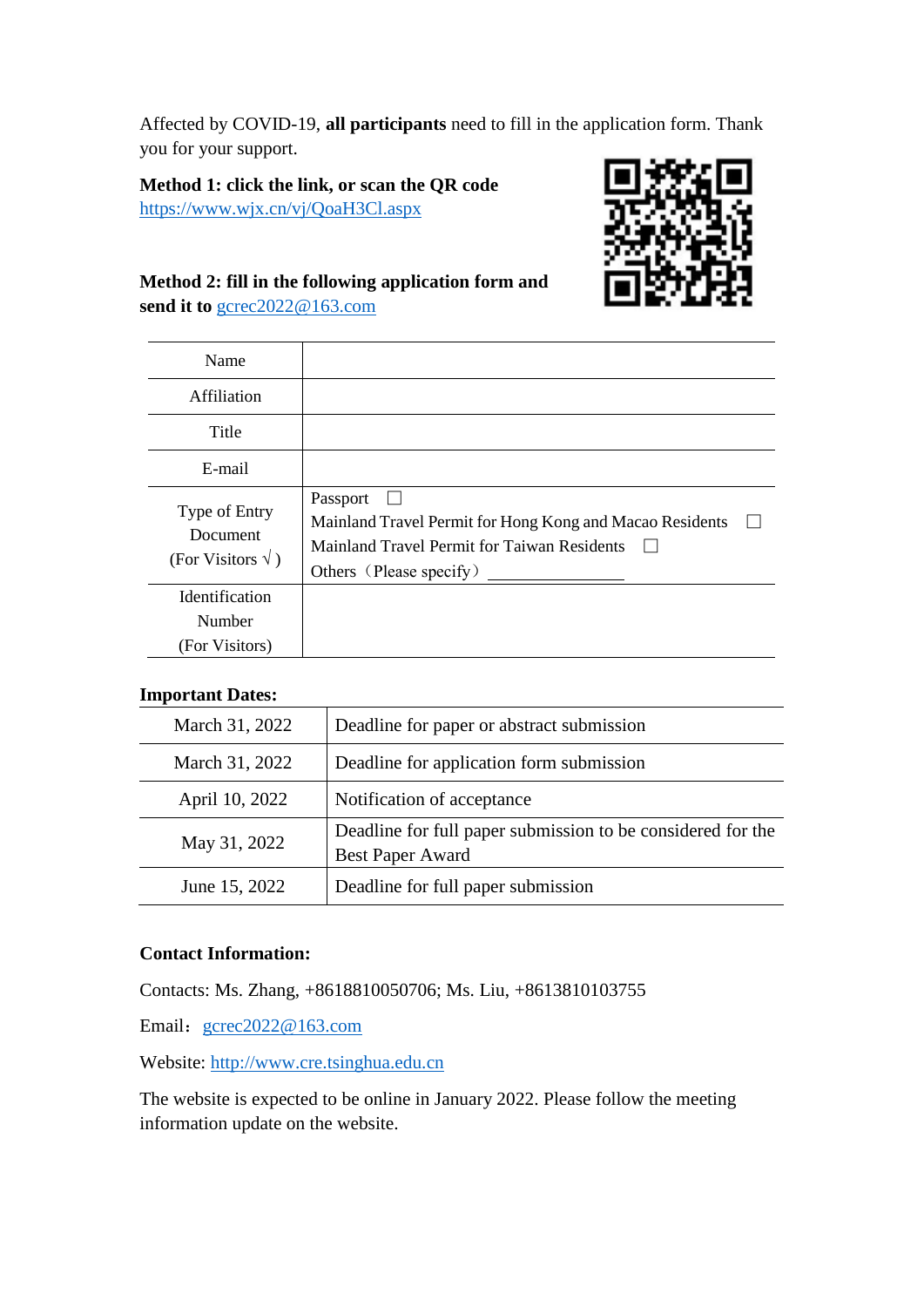Affected by COVID-19, **all participants** need to fill in the application form. Thank you for your support.

**Method 1: click the link, or scan the QR code**
https://www.wjx.cn/vj/QoaH3Cl.aspx

**Method 2: fill in the following application form and send it to** gcrec2022@163.com

| Name | |
|---|---|
| Affiliation | |
| Title | |
| E-mail | |
| Type of Entry Document (For Visitors √ ) | Passport ☐<br>Mainland Travel Permit for Hong Kong and Macao Residents ☐<br>Mainland Travel Permit for Taiwan Residents ☐<br>Others（Please specify）\_\_\_\_\_\_\_\_\_\_\_\_\_\_\_\_ |
| Identification Number (For Visitors) | |

**Important Dates:**

| Date | Event |
|---|---|
| March 31, 2022 | Deadline for paper or abstract submission |
| March 31, 2022 | Deadline for application form submission |
| April 10, 2022 | Notification of acceptance |
| May 31, 2022 | Deadline for full paper submission to be considered for the Best Paper Award |
| June 15, 2022 | Deadline for full paper submission |

**Contact Information:**

Contacts: Ms. Zhang, +8618810050706; Ms. Liu, +8613810103755

Email：gcrec2022@163.com

Website: http://www.cre.tsinghua.edu.cn

The website is expected to be online in January 2022. Please follow the meeting information update on the website.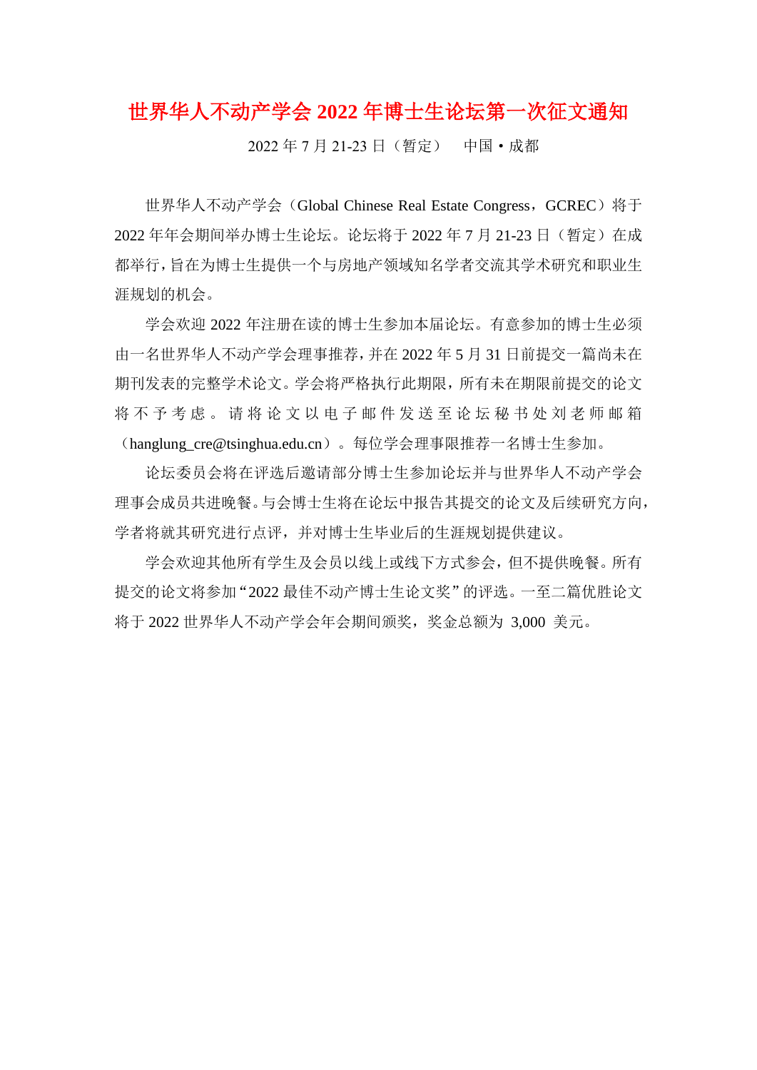# 世界华人不动产学会 2022 年博士生论坛第一次征文通知

2022 年 7 月 21-23 日（暂定）　中国 • 成都

世界华人不动产学会（Global Chinese Real Estate Congress，GCREC）将于 2022 年年会期间举办博士生论坛。论坛将于 2022 年 7 月 21-23 日（暂定）在成都举行，旨在为博士生提供一个与房地产领域知名学者交流其学术研究和职业生涯规划的机会。

学会欢迎 2022 年注册在读的博士生参加本届论坛。有意参加的博士生必须由一名世界华人不动产学会理事推荐，并在 2022 年 5 月 31 日前提交一篇尚未在期刊发表的完整学术论文。学会将严格执行此期限，所有未在期限前提交的论文将不予考虑。请将论文以电子邮件发送至论坛秘书处刘老师邮箱（hanglung_cre@tsinghua.edu.cn）。每位学会理事限推荐一名博士生参加。

论坛委员会将在评选后邀请部分博士生参加论坛并与世界华人不动产学会理事会成员共进晚餐。与会博士生将在论坛中报告其提交的论文及后续研究方向，学者将就其研究进行点评，并对博士生毕业后的生涯规划提供建议。

学会欢迎其他所有学生及会员以线上或线下方式参会，但不提供晚餐。所有提交的论文将参加"2022 最佳不动产博士生论文奖"的评选。一至二篇优胜论文将于 2022 世界华人不动产学会年会期间颁奖，奖金总额为 3,000 美元。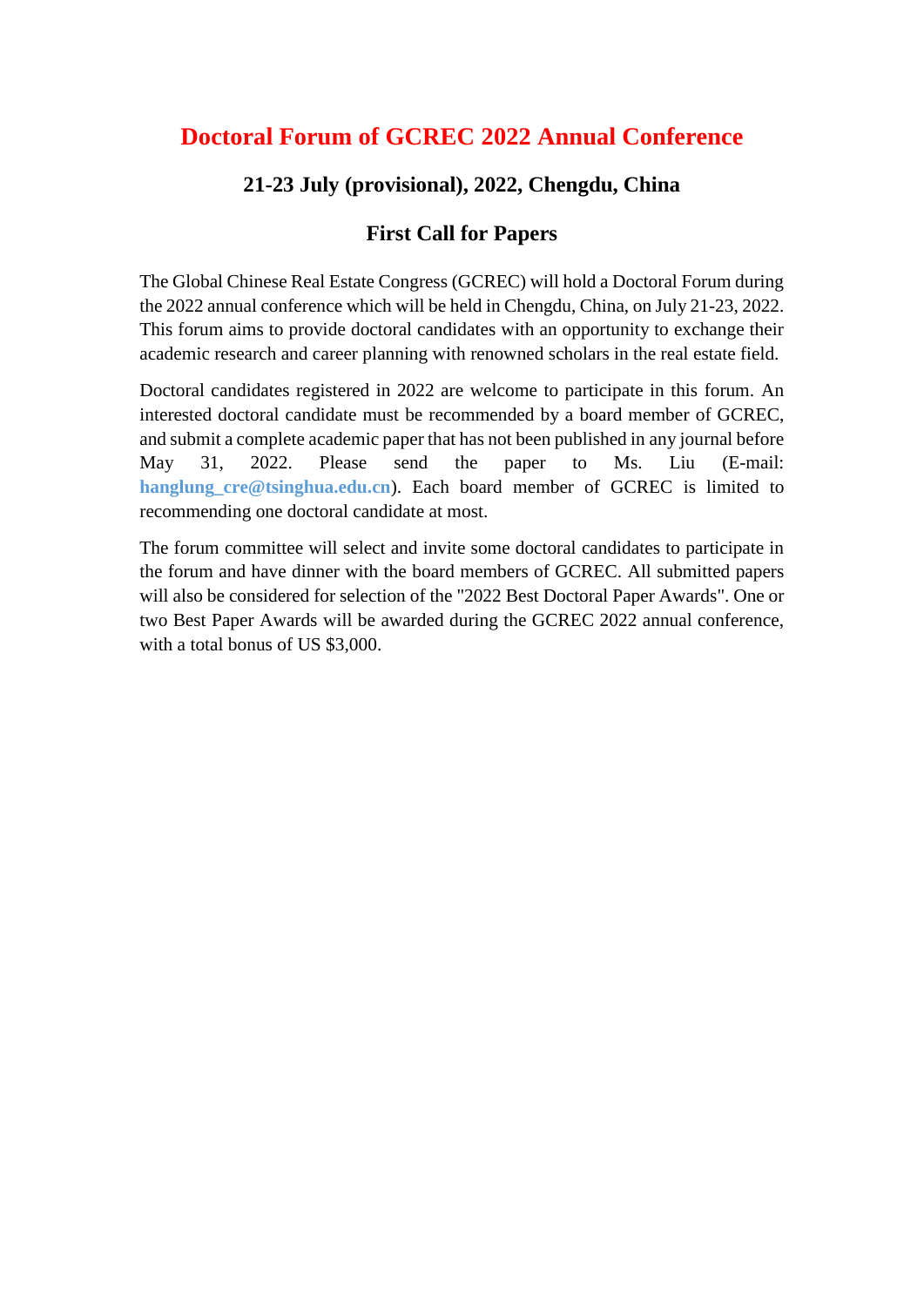# Doctoral Forum of GCREC 2022 Annual Conference

## 21-23 July (provisional), 2022, Chengdu, China

## First Call for Papers

The Global Chinese Real Estate Congress (GCREC) will hold a Doctoral Forum during the 2022 annual conference which will be held in Chengdu, China, on July 21-23, 2022. This forum aims to provide doctoral candidates with an opportunity to exchange their academic research and career planning with renowned scholars in the real estate field.

Doctoral candidates registered in 2022 are welcome to participate in this forum. An interested doctoral candidate must be recommended by a board member of GCREC, and submit a complete academic paper that has not been published in any journal before May 31, 2022. Please send the paper to Ms. Liu (E-mail: **hanglung_cre@tsinghua.edu.cn**). Each board member of GCREC is limited to recommending one doctoral candidate at most.

The forum committee will select and invite some doctoral candidates to participate in the forum and have dinner with the board members of GCREC. All submitted papers will also be considered for selection of the "2022 Best Doctoral Paper Awards". One or two Best Paper Awards will be awarded during the GCREC 2022 annual conference, with a total bonus of US $3,000.